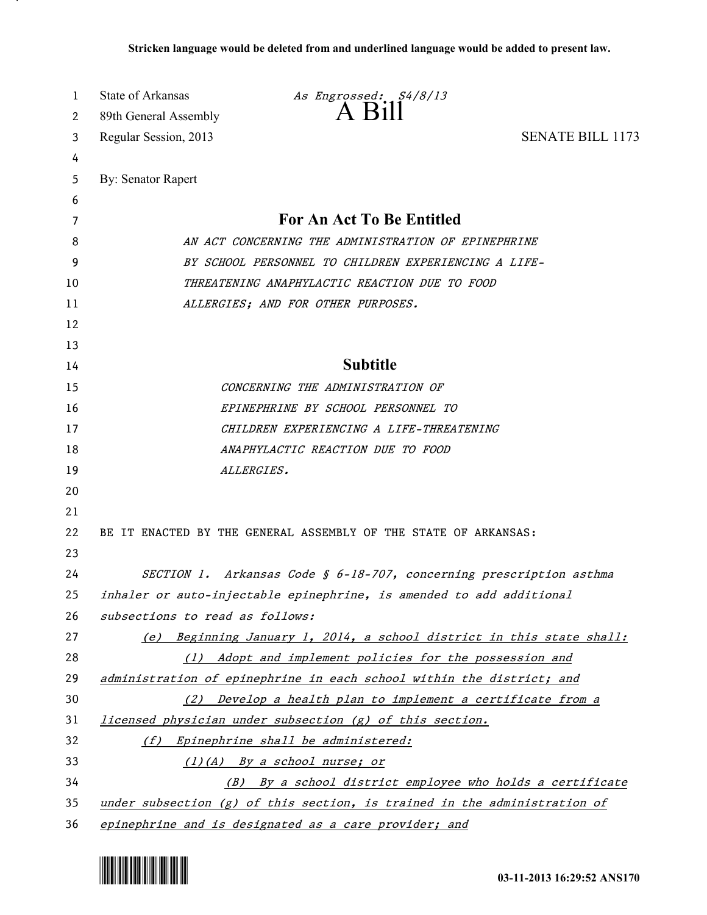**Stricken language would be deleted from and underlined language would be added to present law.**

State of Arkansas *As Engrossed: S4/8/13*

89th General Assembly

# A Bill

Regular Session, 2013 SENATE BILL 1173

By: Senator Rapert

## For An Act To Be Entitled

*AN ACT CONCERNING THE ADMINISTRATION OF EPINEPHRINE BY SCHOOL PERSONNEL TO CHILDREN EXPERIENCING A LIFE-THREATENING ANAPHYLACTIC REACTION DUE TO FOOD ALLERGIES; AND FOR OTHER PURPOSES.*

## Subtitle

*CONCERNING THE ADMINISTRATION OF EPINEPHRINE BY SCHOOL PERSONNEL TO CHILDREN EXPERIENCING A LIFE-THREATENING ANAPHYLACTIC REACTION DUE TO FOOD ALLERGIES.*

BE IT ENACTED BY THE GENERAL ASSEMBLY OF THE STATE OF ARKANSAS:

*SECTION 1. Arkansas Code § 6-18-707, concerning prescription asthma inhaler or auto-injectable epinephrine, is amended to add additional subsections to read as follows:*

<u>(e) Beginning January 1, 2014, a school district in this state shall:</u>

<u>(1) Adopt and implement policies for the possession and administration of epinephrine in each school within the district; and</u>

<u>(2) Develop a health plan to implement a certificate from a licensed physician under subsection (g) of this section.</u>

<u>(f) Epinephrine shall be administered:</u>

<u>(1)(A) By a school nurse; or</u>

<u>(B) By a school district employee who holds a certificate under subsection (g) of this section, is trained in the administration of epinephrine and is designated as a care provider; and</u>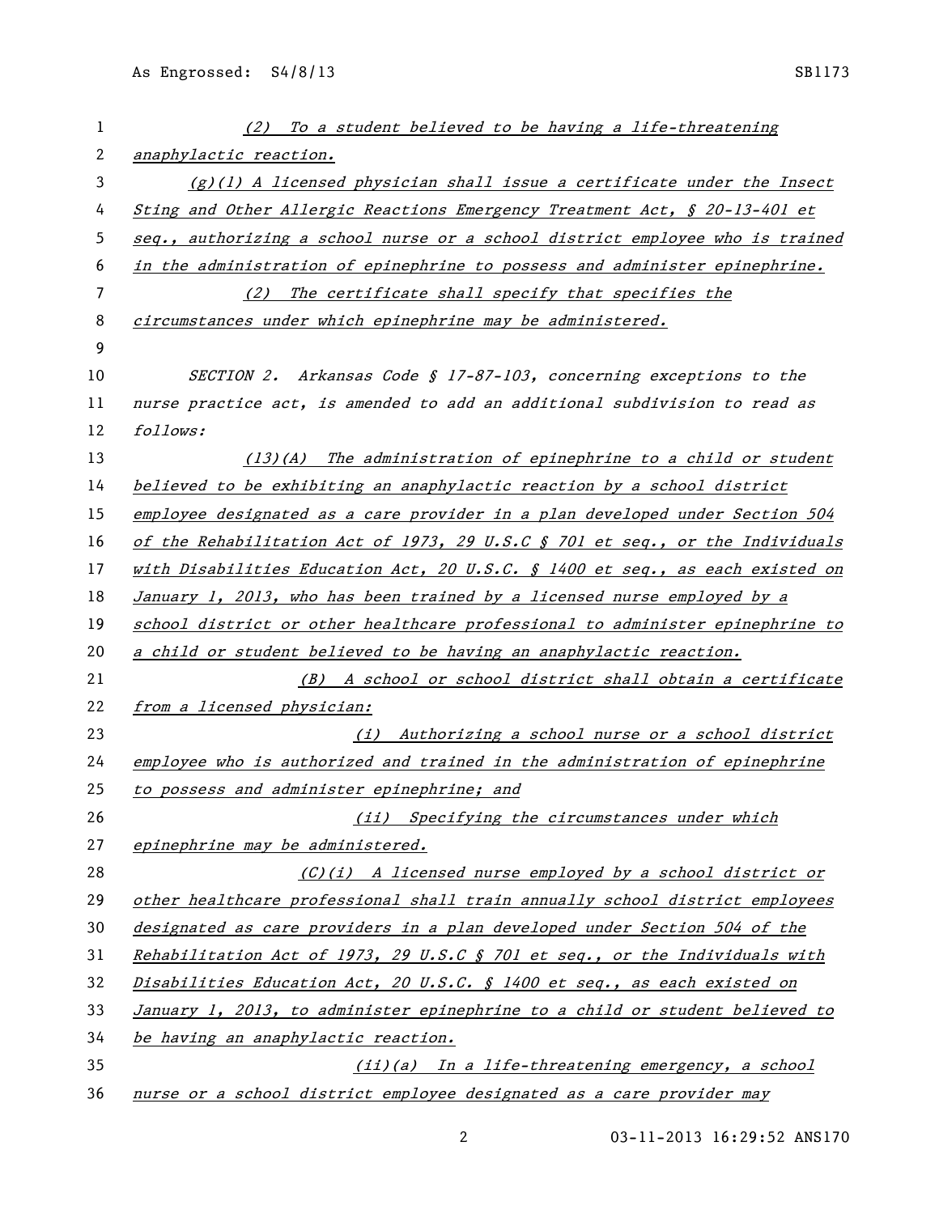*(2) To a student believed to be having a life-threatening anaphylactic reaction.*

*(g)(1) A licensed physician shall issue a certificate under the Insect Sting and Other Allergic Reactions Emergency Treatment Act, § 20-13-401 et seq., authorizing a school nurse or a school district employee who is trained in the administration of epinephrine to possess and administer epinephrine.*

*(2) The certificate shall specify that specifies the circumstances under which epinephrine may be administered.*

SECTION 2. Arkansas Code § 17-87-103, concerning exceptions to the nurse practice act, is amended to add an additional subdivision to read as follows:

*(13)(A) The administration of epinephrine to a child or student believed to be exhibiting an anaphylactic reaction by a school district employee designated as a care provider in a plan developed under Section 504 of the Rehabilitation Act of 1973, 29 U.S.C § 701 et seq., or the Individuals with Disabilities Education Act, 20 U.S.C. § 1400 et seq., as each existed on January 1, 2013, who has been trained by a licensed nurse employed by a school district or other healthcare professional to administer epinephrine to a child or student believed to be having an anaphylactic reaction.*

*(B) A school or school district shall obtain a certificate from a licensed physician:*

*(i) Authorizing a school nurse or a school district employee who is authorized and trained in the administration of epinephrine to possess and administer epinephrine; and*

*(ii) Specifying the circumstances under which epinephrine may be administered.*

*(C)(i) A licensed nurse employed by a school district or other healthcare professional shall train annually school district employees designated as care providers in a plan developed under Section 504 of the Rehabilitation Act of 1973, 29 U.S.C § 701 et seq., or the Individuals with Disabilities Education Act, 20 U.S.C. § 1400 et seq., as each existed on January 1, 2013, to administer epinephrine to a child or student believed to be having an anaphylactic reaction.*

*(ii)(a) In a life-threatening emergency, a school nurse or a school district employee designated as a care provider may*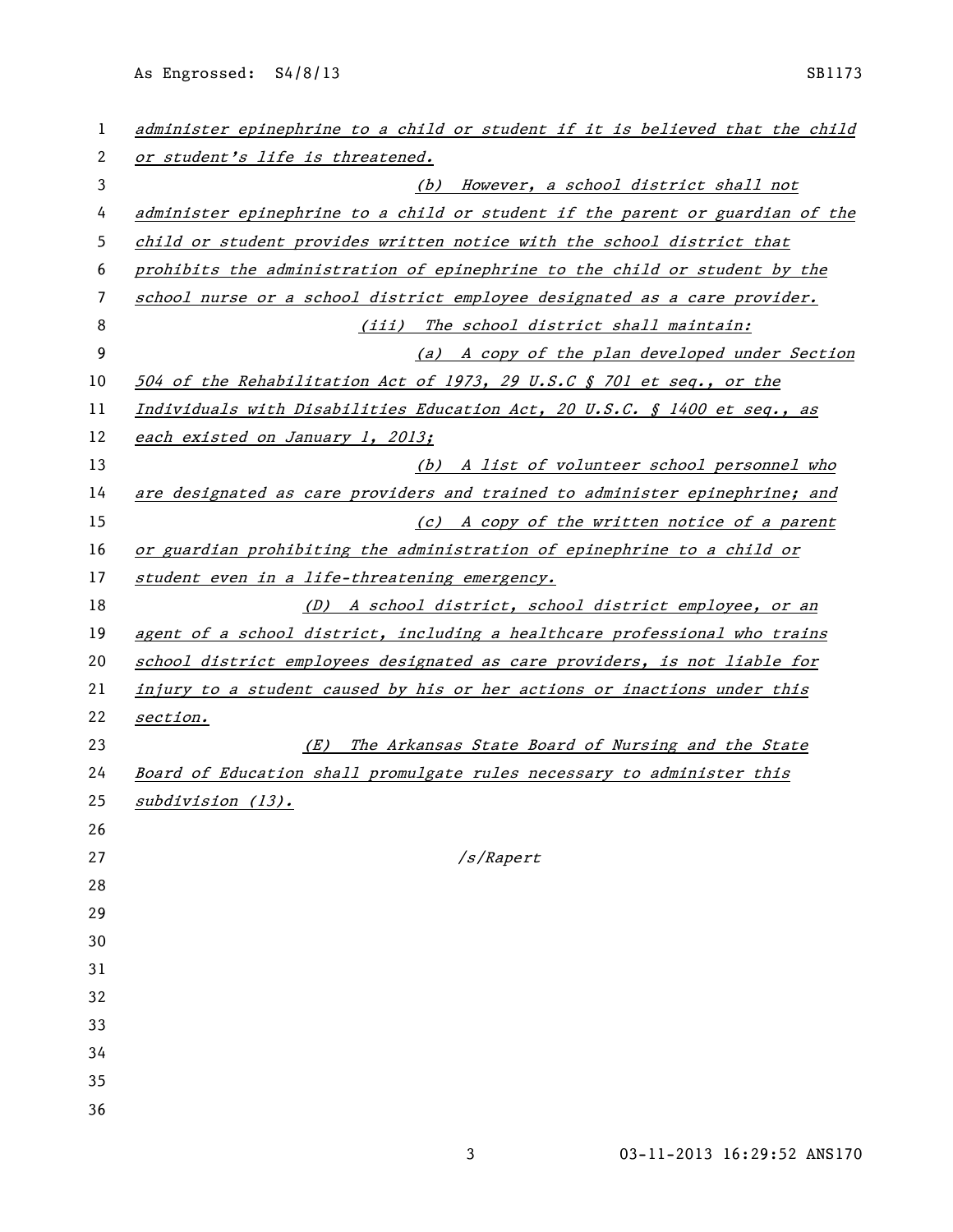*administer epinephrine to a child or student if it is believed that the child or student's life is threatened.*

*(b) However, a school district shall not administer epinephrine to a child or student if the parent or guardian of the child or student provides written notice with the school district that prohibits the administration of epinephrine to the child or student by the school nurse or a school district employee designated as a care provider.*

*(iii) The school district shall maintain:*

*(a) A copy of the plan developed under Section 504 of the Rehabilitation Act of 1973, 29 U.S.C § 701 et seq., or the Individuals with Disabilities Education Act, 20 U.S.C. § 1400 et seq., as each existed on January 1, 2013;*

*(b) A list of volunteer school personnel who are designated as care providers and trained to administer epinephrine; and*

*(c) A copy of the written notice of a parent or guardian prohibiting the administration of epinephrine to a child or student even in a life-threatening emergency.*

*(D) A school district, school district employee, or an agent of a school district, including a healthcare professional who trains school district employees designated as care providers, is not liable for injury to a student caused by his or her actions or inactions under this section.*

*(E) The Arkansas State Board of Nursing and the State Board of Education shall promulgate rules necessary to administer this subdivision (13).*

*/s/Rapert*